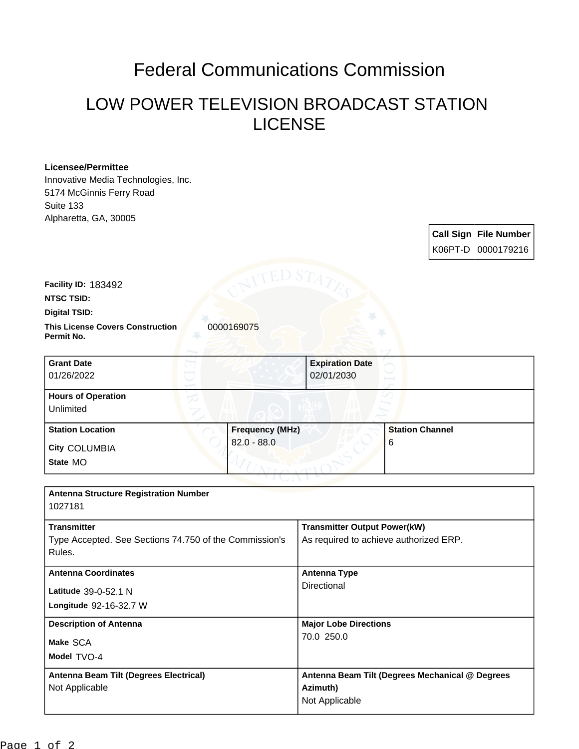# Federal Communications Commission

## LOW POWER TELEVISION BROADCAST STATION LICENSE

**Licensee/Permittee**
Innovative Media Technologies, Inc.
5174 McGinnis Ferry Road
Suite 133
Alpharetta, GA, 30005

| Call Sign | File Number |
|---|---|
| K06PT-D | 0000179216 |

**Facility ID:** 183492

**NTSC TSID:**

**Digital TSID:**

**This License Covers Construction Permit No.** 0000169075

| Grant Date | Expiration Date |
|---|---|
| 01/26/2022 | 02/01/2030 |

**Hours of Operation**
Unlimited

| Station Location | Frequency (MHz) | Station Channel |
|---|---|---|
| City COLUMBIA<br>State MO | 82.0 - 88.0 | 6 |

**Antenna Structure Registration Number**
1027181

| Transmitter | Transmitter Output Power(kW) |
|---|---|
| Type Accepted. See Sections 74.750 of the Commission's Rules. | As required to achieve authorized ERP. |

| Antenna Coordinates | Antenna Type |
|---|---|
| Latitude 39-0-52.1 N<br>Longitude 92-16-32.7 W | Directional |

| Description of Antenna | Major Lobe Directions |
|---|---|
| Make SCA<br>Model TVO-4 | 70.0 250.0 |

| Antenna Beam Tilt (Degrees Electrical) | Antenna Beam Tilt (Degrees Mechanical @ Degrees Azimuth) |
|---|---|
| Not Applicable | Not Applicable |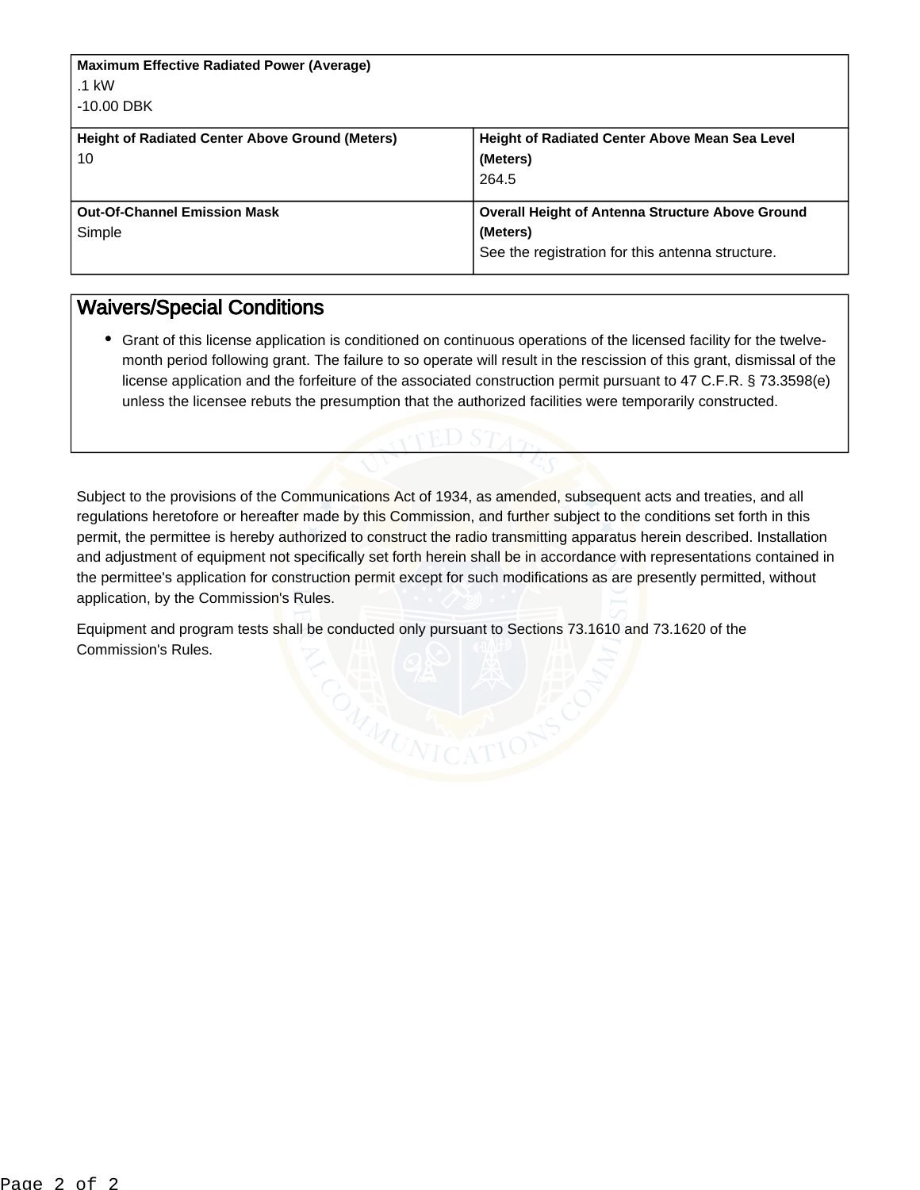| | |
|---|---|
| **Maximum Effective Radiated Power (Average)**<br>.1 kW<br>-10.00 DBK | |
| **Height of Radiated Center Above Ground (Meters)**<br>10 | **Height of Radiated Center Above Mean Sea Level (Meters)**<br>264.5 |
| **Out-Of-Channel Emission Mask**<br>Simple | **Overall Height of Antenna Structure Above Ground (Meters)**<br>See the registration for this antenna structure. |

## Waivers/Special Conditions

- Grant of this license application is conditioned on continuous operations of the licensed facility for the twelve-month period following grant. The failure to so operate will result in the rescission of this grant, dismissal of the license application and the forfeiture of the associated construction permit pursuant to 47 C.F.R. § 73.3598(e) unless the licensee rebuts the presumption that the authorized facilities were temporarily constructed.

Subject to the provisions of the Communications Act of 1934, as amended, subsequent acts and treaties, and all regulations heretofore or hereafter made by this Commission, and further subject to the conditions set forth in this permit, the permittee is hereby authorized to construct the radio transmitting apparatus herein described. Installation and adjustment of equipment not specifically set forth herein shall be in accordance with representations contained in the permittee's application for construction permit except for such modifications as are presently permitted, without application, by the Commission's Rules.

Equipment and program tests shall be conducted only pursuant to Sections 73.1610 and 73.1620 of the Commission's Rules.